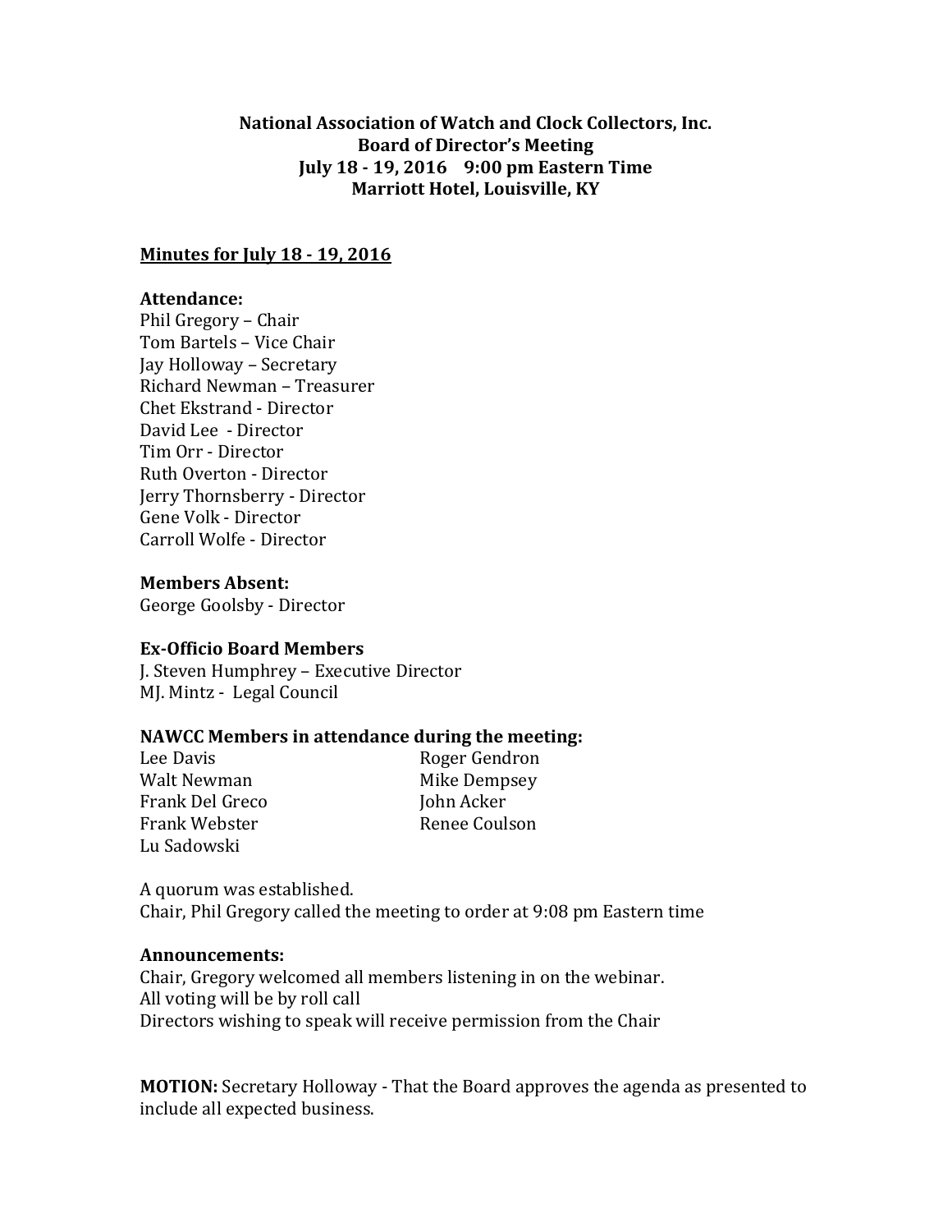**National Association of Watch and Clock Collectors, Inc.**
**Board of Director's Meeting**
**July 18 - 19, 2016 9:00 pm Eastern Time**
**Marriott Hotel, Louisville, KY**

**Minutes for July 18 - 19, 2016**

**Attendance:**
Phil Gregory – Chair
Tom Bartels – Vice Chair
Jay Holloway – Secretary
Richard Newman – Treasurer
Chet Ekstrand - Director
David Lee - Director
Tim Orr - Director
Ruth Overton - Director
Jerry Thornsberry - Director
Gene Volk - Director
Carroll Wolfe - Director

**Members Absent:**
George Goolsby - Director

**Ex-Officio Board Members**
J. Steven Humphrey – Executive Director
MJ. Mintz - Legal Council

**NAWCC Members in attendance during the meeting:**

Lee Davis
Walt Newman
Frank Del Greco
Frank Webster
Lu Sadowski
Roger Gendron
Mike Dempsey
John Acker
Renee Coulson

A quorum was established.
Chair, Phil Gregory called the meeting to order at 9:08 pm Eastern time

**Announcements:**
Chair, Gregory welcomed all members listening in on the webinar.
All voting will be by roll call
Directors wishing to speak will receive permission from the Chair

**MOTION:** Secretary Holloway - That the Board approves the agenda as presented to include all expected business.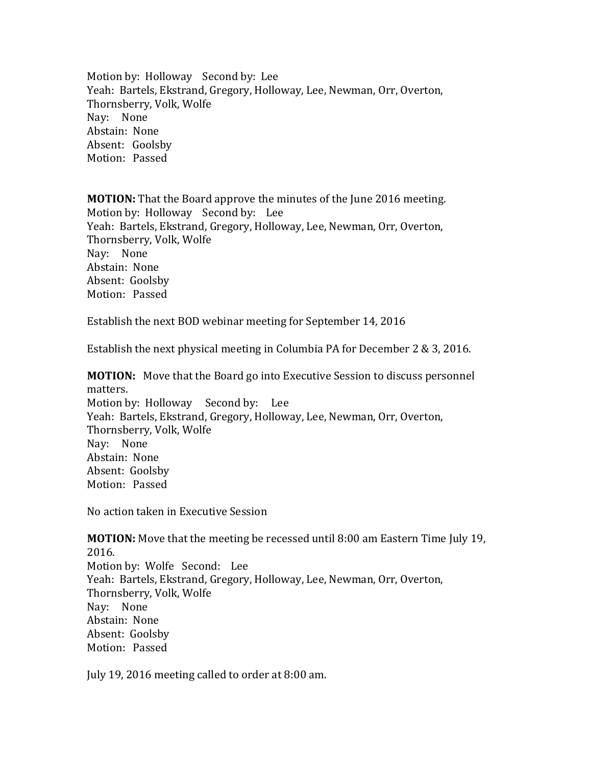Motion by: Holloway Second by: Lee
Yeah: Bartels, Ekstrand, Gregory, Holloway, Lee, Newman, Orr, Overton, Thornsberry, Volk, Wolfe
Nay: None
Abstain: None
Absent: Goolsby
Motion: Passed

**MOTION:** That the Board approve the minutes of the June 2016 meeting.
Motion by: Holloway Second by: Lee
Yeah: Bartels, Ekstrand, Gregory, Holloway, Lee, Newman, Orr, Overton, Thornsberry, Volk, Wolfe
Nay: None
Abstain: None
Absent: Goolsby
Motion: Passed

Establish the next BOD webinar meeting for September 14, 2016

Establish the next physical meeting in Columbia PA for December 2 & 3, 2016.

**MOTION:** Move that the Board go into Executive Session to discuss personnel matters.
Motion by: Holloway Second by: Lee
Yeah: Bartels, Ekstrand, Gregory, Holloway, Lee, Newman, Orr, Overton, Thornsberry, Volk, Wolfe
Nay: None
Abstain: None
Absent: Goolsby
Motion: Passed

No action taken in Executive Session

**MOTION:** Move that the meeting be recessed until 8:00 am Eastern Time July 19, 2016.
Motion by: Wolfe Second: Lee
Yeah: Bartels, Ekstrand, Gregory, Holloway, Lee, Newman, Orr, Overton, Thornsberry, Volk, Wolfe
Nay: None
Abstain: None
Absent: Goolsby
Motion: Passed

July 19, 2016 meeting called to order at 8:00 am.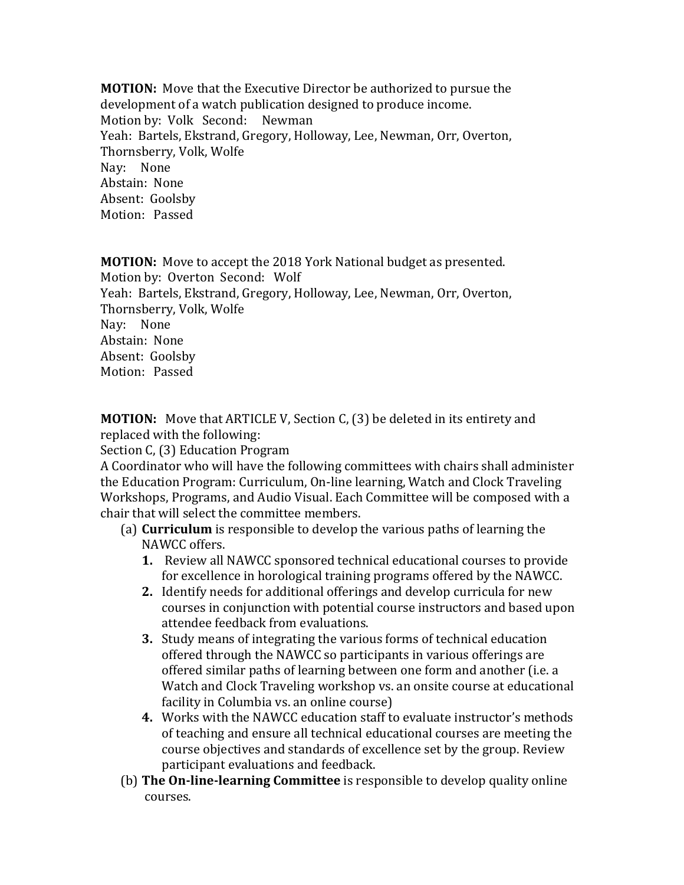**MOTION:** Move that the Executive Director be authorized to pursue the development of a watch publication designed to produce income.
Motion by: Volk Second: Newman
Yeah: Bartels, Ekstrand, Gregory, Holloway, Lee, Newman, Orr, Overton, Thornsberry, Volk, Wolfe
Nay: None
Abstain: None
Absent: Goolsby
Motion: Passed

**MOTION:** Move to accept the 2018 York National budget as presented.
Motion by: Overton Second: Wolf
Yeah: Bartels, Ekstrand, Gregory, Holloway, Lee, Newman, Orr, Overton, Thornsberry, Volk, Wolfe
Nay: None
Abstain: None
Absent: Goolsby
Motion: Passed

**MOTION:** Move that ARTICLE V, Section C, (3) be deleted in its entirety and replaced with the following:
Section C, (3) Education Program
A Coordinator who will have the following committees with chairs shall administer the Education Program: Curriculum, On-line learning, Watch and Clock Traveling Workshops, Programs, and Audio Visual. Each Committee will be composed with a chair that will select the committee members.

(a) **Curriculum** is responsible to develop the various paths of learning the NAWCC offers.
  1. Review all NAWCC sponsored technical educational courses to provide for excellence in horological training programs offered by the NAWCC.
  2. Identify needs for additional offerings and develop curricula for new courses in conjunction with potential course instructors and based upon attendee feedback from evaluations.
  3. Study means of integrating the various forms of technical education offered through the NAWCC so participants in various offerings are offered similar paths of learning between one form and another (i.e. a Watch and Clock Traveling workshop vs. an onsite course at educational facility in Columbia vs. an online course)
  4. Works with the NAWCC education staff to evaluate instructor's methods of teaching and ensure all technical educational courses are meeting the course objectives and standards of excellence set by the group. Review participant evaluations and feedback.

(b) **The On-line-learning Committee** is responsible to develop quality online courses.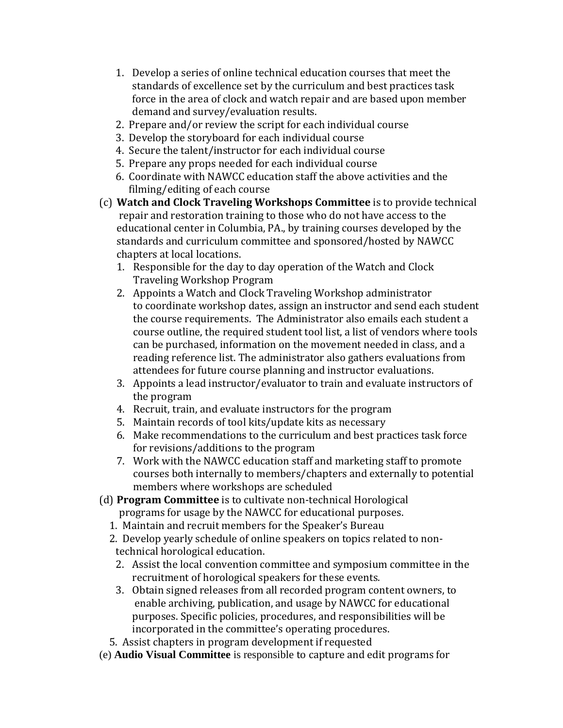1. Develop a series of online technical education courses that meet the standards of excellence set by the curriculum and best practices task force in the area of clock and watch repair and are based upon member demand and survey/evaluation results.
2. Prepare and/or review the script for each individual course
3. Develop the storyboard for each individual course
4. Secure the talent/instructor for each individual course
5. Prepare any props needed for each individual course
6. Coordinate with NAWCC education staff the above activities and the filming/editing of each course

(c) **Watch and Clock Traveling Workshops Committee** is to provide technical repair and restoration training to those who do not have access to the educational center in Columbia, PA., by training courses developed by the standards and curriculum committee and sponsored/hosted by NAWCC chapters at local locations.

1. Responsible for the day to day operation of the Watch and Clock Traveling Workshop Program
2. Appoints a Watch and Clock Traveling Workshop administrator to coordinate workshop dates, assign an instructor and send each student the course requirements. The Administrator also emails each student a course outline, the required student tool list, a list of vendors where tools can be purchased, information on the movement needed in class, and a reading reference list. The administrator also gathers evaluations from attendees for future course planning and instructor evaluations.
3. Appoints a lead instructor/evaluator to train and evaluate instructors of the program
4. Recruit, train, and evaluate instructors for the program
5. Maintain records of tool kits/update kits as necessary
6. Make recommendations to the curriculum and best practices task force for revisions/additions to the program
7. Work with the NAWCC education staff and marketing staff to promote courses both internally to members/chapters and externally to potential members where workshops are scheduled

(d) **Program Committee** is to cultivate non-technical Horological programs for usage by the NAWCC for educational purposes.

1. Maintain and recruit members for the Speaker's Bureau
2. Develop yearly schedule of online speakers on topics related to non-technical horological education.
2. Assist the local convention committee and symposium committee in the recruitment of horological speakers for these events.
3. Obtain signed releases from all recorded program content owners, to enable archiving, publication, and usage by NAWCC for educational purposes. Specific policies, procedures, and responsibilities will be incorporated in the committee's operating procedures.
5. Assist chapters in program development if requested

(e) **Audio Visual Committee** is responsible to capture and edit programs for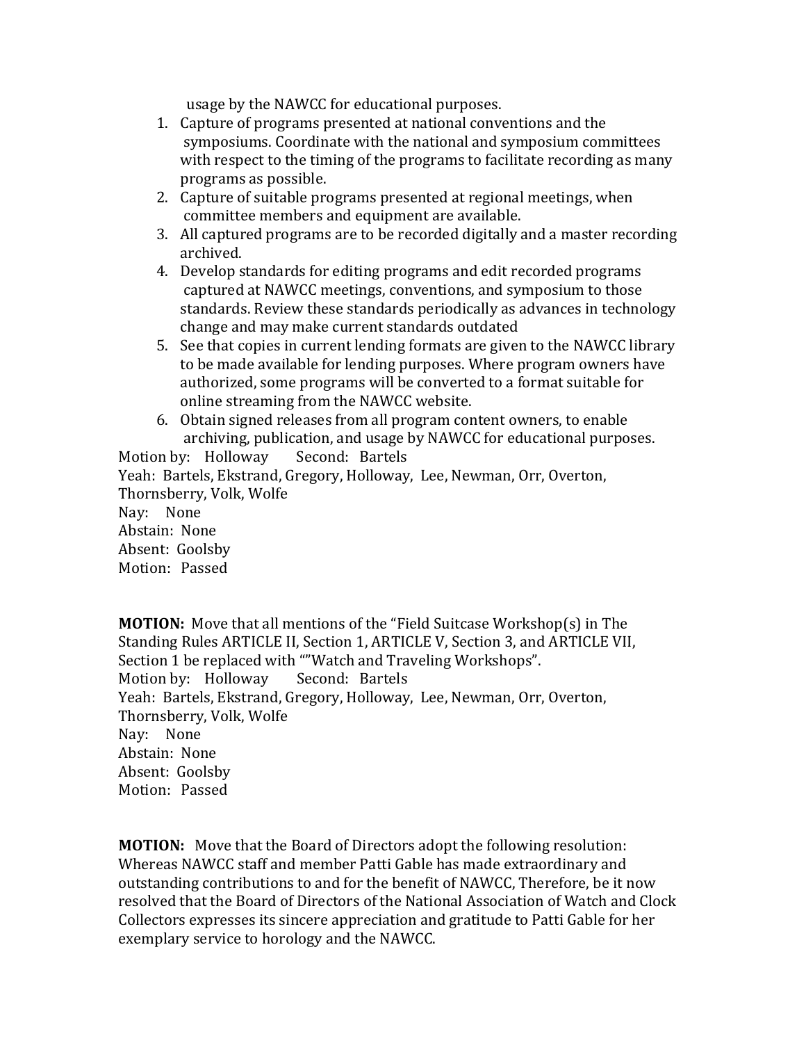usage by the NAWCC for educational purposes.

1. Capture of programs presented at national conventions and the symposiums. Coordinate with the national and symposium committees with respect to the timing of the programs to facilitate recording as many programs as possible.
2. Capture of suitable programs presented at regional meetings, when committee members and equipment are available.
3. All captured programs are to be recorded digitally and a master recording archived.
4. Develop standards for editing programs and edit recorded programs captured at NAWCC meetings, conventions, and symposium to those standards. Review these standards periodically as advances in technology change and may make current standards outdated
5. See that copies in current lending formats are given to the NAWCC library to be made available for lending purposes. Where program owners have authorized, some programs will be converted to a format suitable for online streaming from the NAWCC website.
6. Obtain signed releases from all program content owners, to enable archiving, publication, and usage by NAWCC for educational purposes.

Motion by: Holloway Second: Bartels
Yeah: Bartels, Ekstrand, Gregory, Holloway, Lee, Newman, Orr, Overton, Thornsberry, Volk, Wolfe
Nay: None
Abstain: None
Absent: Goolsby
Motion: Passed

**MOTION:** Move that all mentions of the "Field Suitcase Workshop(s) in The Standing Rules ARTICLE II, Section 1, ARTICLE V, Section 3, and ARTICLE VII, Section 1 be replaced with ""Watch and Traveling Workshops".
Motion by: Holloway Second: Bartels
Yeah: Bartels, Ekstrand, Gregory, Holloway, Lee, Newman, Orr, Overton, Thornsberry, Volk, Wolfe
Nay: None
Abstain: None
Absent: Goolsby
Motion: Passed

**MOTION:** Move that the Board of Directors adopt the following resolution: Whereas NAWCC staff and member Patti Gable has made extraordinary and outstanding contributions to and for the benefit of NAWCC, Therefore, be it now resolved that the Board of Directors of the National Association of Watch and Clock Collectors expresses its sincere appreciation and gratitude to Patti Gable for her exemplary service to horology and the NAWCC.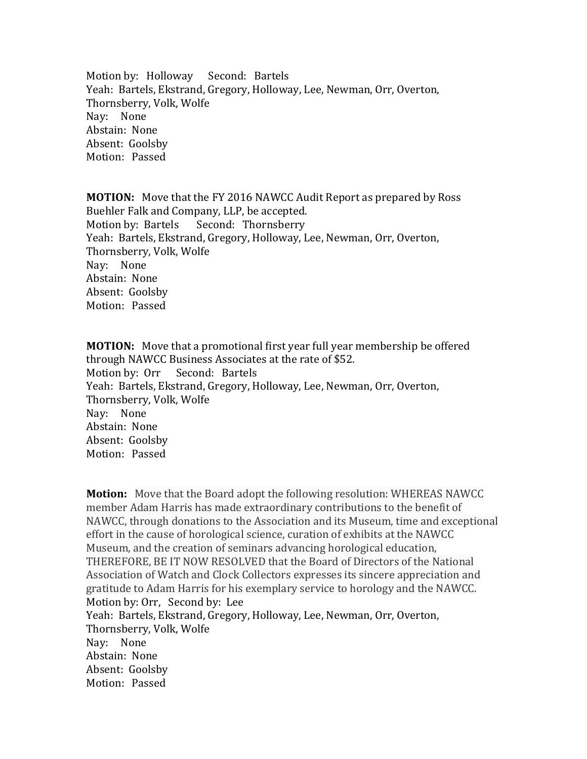Motion by: Holloway Second: Bartels
Yeah: Bartels, Ekstrand, Gregory, Holloway, Lee, Newman, Orr, Overton, Thornsberry, Volk, Wolfe
Nay: None
Abstain: None
Absent: Goolsby
Motion: Passed

**MOTION:** Move that the FY 2016 NAWCC Audit Report as prepared by Ross Buehler Falk and Company, LLP, be accepted.
Motion by: Bartels Second: Thornsberry
Yeah: Bartels, Ekstrand, Gregory, Holloway, Lee, Newman, Orr, Overton, Thornsberry, Volk, Wolfe
Nay: None
Abstain: None
Absent: Goolsby
Motion: Passed

**MOTION:** Move that a promotional first year full year membership be offered through NAWCC Business Associates at the rate of $52.
Motion by: Orr Second: Bartels
Yeah: Bartels, Ekstrand, Gregory, Holloway, Lee, Newman, Orr, Overton, Thornsberry, Volk, Wolfe
Nay: None
Abstain: None
Absent: Goolsby
Motion: Passed

**Motion:** Move that the Board adopt the following resolution: WHEREAS NAWCC member Adam Harris has made extraordinary contributions to the benefit of NAWCC, through donations to the Association and its Museum, time and exceptional effort in the cause of horological science, curation of exhibits at the NAWCC Museum, and the creation of seminars advancing horological education, THEREFORE, BE IT NOW RESOLVED that the Board of Directors of the National Association of Watch and Clock Collectors expresses its sincere appreciation and gratitude to Adam Harris for his exemplary service to horology and the NAWCC.
Motion by: Orr, Second by: Lee
Yeah: Bartels, Ekstrand, Gregory, Holloway, Lee, Newman, Orr, Overton, Thornsberry, Volk, Wolfe
Nay: None
Abstain: None
Absent: Goolsby
Motion: Passed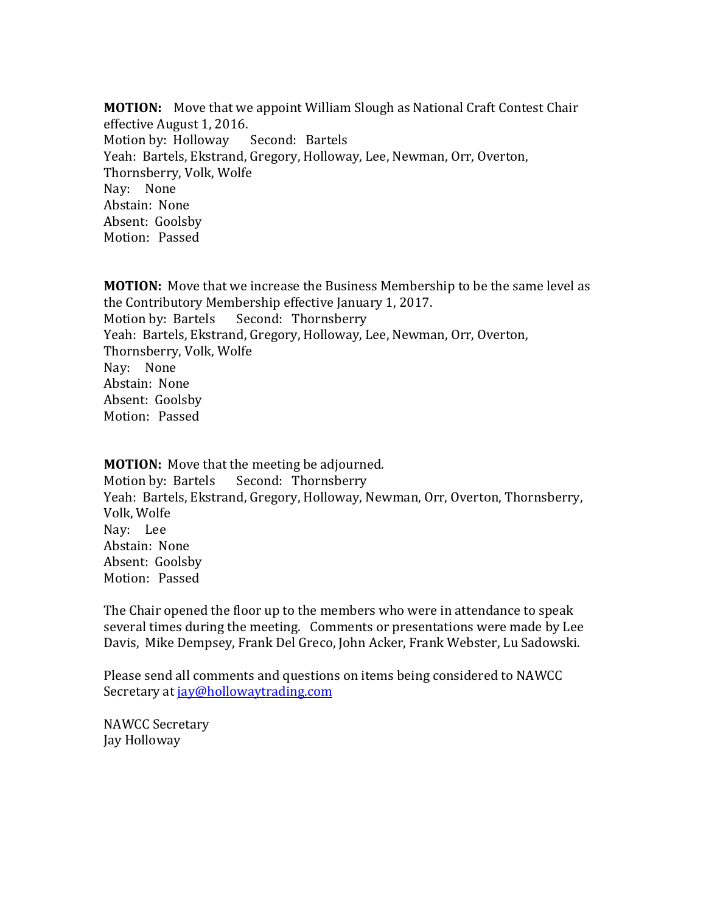**MOTION:** Move that we appoint William Slough as National Craft Contest Chair effective August 1, 2016.
Motion by: Holloway  Second: Bartels
Yeah: Bartels, Ekstrand, Gregory, Holloway, Lee, Newman, Orr, Overton, Thornsberry, Volk, Wolfe
Nay: None
Abstain: None
Absent: Goolsby
Motion: Passed

**MOTION:** Move that we increase the Business Membership to be the same level as the Contributory Membership effective January 1, 2017.
Motion by: Bartels  Second: Thornsberry
Yeah: Bartels, Ekstrand, Gregory, Holloway, Lee, Newman, Orr, Overton, Thornsberry, Volk, Wolfe
Nay: None
Abstain: None
Absent: Goolsby
Motion: Passed

**MOTION:** Move that the meeting be adjourned.
Motion by: Bartels  Second: Thornsberry
Yeah: Bartels, Ekstrand, Gregory, Holloway, Newman, Orr, Overton, Thornsberry, Volk, Wolfe
Nay: Lee
Abstain: None
Absent: Goolsby
Motion: Passed

The Chair opened the floor up to the members who were in attendance to speak several times during the meeting. Comments or presentations were made by Lee Davis, Mike Dempsey, Frank Del Greco, John Acker, Frank Webster, Lu Sadowski.

Please send all comments and questions on items being considered to NAWCC Secretary at jay@hollowaytrading.com

NAWCC Secretary
Jay Holloway